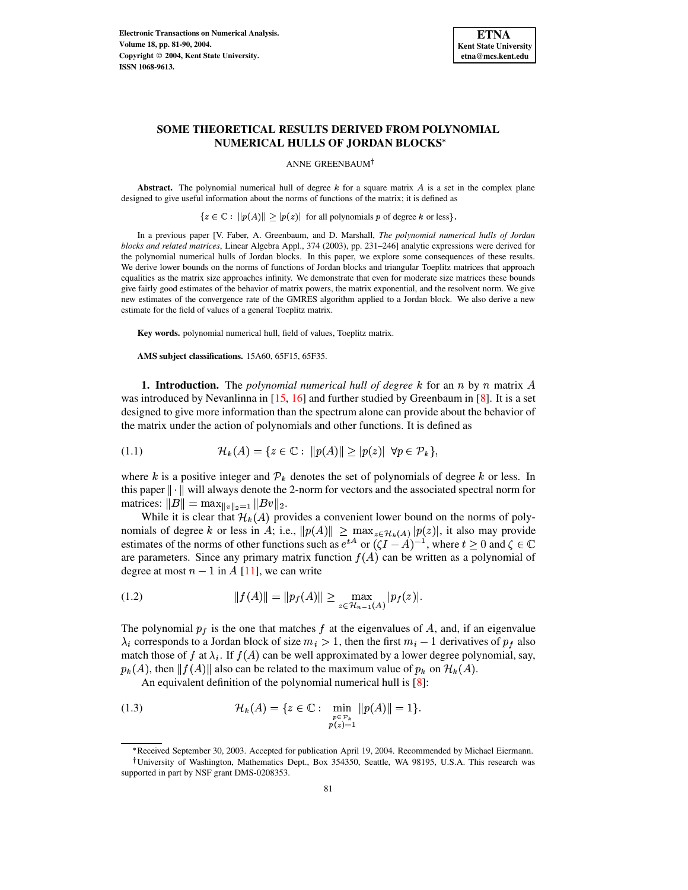# SOME THEORETICAL RESULTS DERIVED FROM POLYNOMIAL NUMERICAL HULLS OF JORDAN BLOCKS*

ANNE GREENBAUM†

**Abstract.** The polynomial numerical hull of degree $k$ for a square matrix $A$ is a set in the complex plane designed to give useful information about the norms of functions of the matrix; it is defined as

$$\{z \in \mathbb{C} : \|p(A)\| \geq |p(z)| \text{ for all polynomials } p \text{ of degree } k \text{ or less}\}.$$

In a previous paper [V. Faber, A. Greenbaum, and D. Marshall, *The polynomial numerical hulls of Jordan blocks and related matrices*, Linear Algebra Appl., 374 (2003), pp. 231–246] analytic expressions were derived for the polynomial numerical hulls of Jordan blocks. In this paper, we explore some consequences of these results. We derive lower bounds on the norms of functions of Jordan blocks and triangular Toeplitz matrices that approach equalities as the matrix size approaches infinity. We demonstrate that even for moderate size matrices these bounds give fairly good estimates of the behavior of matrix powers, the matrix exponential, and the resolvent norm. We give new estimates of the convergence rate of the GMRES algorithm applied to a Jordan block. We also derive a new estimate for the field of values of a general Toeplitz matrix.

**Key words.** polynomial numerical hull, field of values, Toeplitz matrix.

**AMS subject classifications.** 15A60, 65F15, 65F35.

**1. Introduction.** The *polynomial numerical hull of degree* $k$ for an $n$ by $n$ matrix $A$ was introduced by Nevanlinna in [15, 16] and further studied by Greenbaum in [8]. It is a set designed to give more information than the spectrum alone can provide about the behavior of the matrix under the action of polynomials and other functions. It is defined as

$$\mathcal{H}_k(A) = \{z \in \mathbb{C} : \|p(A)\| \geq |p(z)| \ \ \forall p \in \mathcal{P}_k\}, \tag{1.1}$$

where $k$ is a positive integer and $\mathcal{P}_k$ denotes the set of polynomials of degree $k$ or less. In this paper $\|\cdot\|$ will always denote the 2-norm for vectors and the associated spectral norm for matrices: $\|B\| = \max_{\|v\|_2=1} \|Bv\|_2$.

While it is clear that $\mathcal{H}_k(A)$ provides a convenient lower bound on the norms of polynomials of degree $k$ or less in $A$; i.e., $\|p(A)\| \geq \max_{z\in\mathcal{H}_k(A)} |p(z)|$, it also may provide estimates of the norms of other functions such as $e^{tA}$ or $(\zeta I - A)^{-1}$, where $t \geq 0$ and $\zeta \in \mathbb{C}$ are parameters. Since any primary matrix function $f(A)$ can be written as a polynomial of degree at most $n-1$ in $A$ [11], we can write

$$\|f(A)\| = \|p_f(A)\| \geq \max_{z\in\mathcal{H}_{n-1}(A)} |p_f(z)|. \tag{1.2}$$

The polynomial $p_f$ is the one that matches $f$ at the eigenvalues of $A$, and, if an eigenvalue $\lambda_i$ corresponds to a Jordan block of size $m_i > 1$, then the first $m_i - 1$ derivatives of $p_f$ also match those of $f$ at $\lambda_i$. If $f(A)$ can be well approximated by a lower degree polynomial, say, $p_k(A)$, then $\|f(A)\|$ also can be related to the maximum value of $p_k$ on $\mathcal{H}_k(A)$.

An equivalent definition of the polynomial numerical hull is [8]:

$$\mathcal{H}_k(A) = \{z \in \mathbb{C} : \min_{\substack{p\in\mathcal{P}_k \\ p(z)=1}} \|p(A)\| = 1\}. \tag{1.3}$$

*Received September 30, 2003. Accepted for publication April 19, 2004. Recommended by Michael Eiermann.

†University of Washington, Mathematics Dept., Box 354350, Seattle, WA 98195, U.S.A. This research was supported in part by NSF grant DMS-0208353.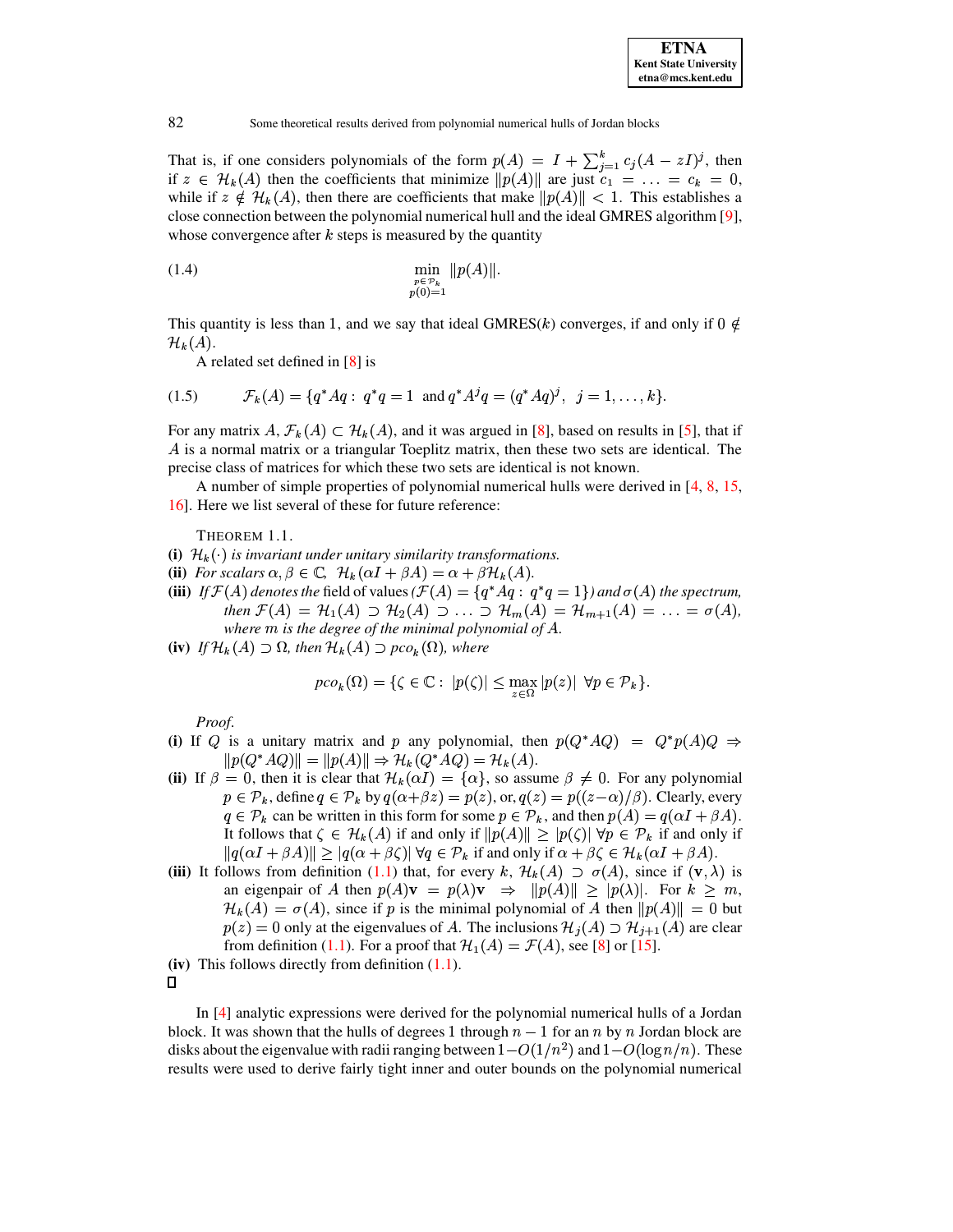That is, if one considers polynomials of the form $p(A) = I + \sum_{j=1}^{k} c_j (A - zI)^j$, then if $z \in \mathcal{H}_k(A)$ then the coefficients that minimize $\|p(A)\|$ are just $c_1 = \ldots = c_k = 0$, while if $z \notin \mathcal{H}_k(A)$, then there are coefficients that make $\|p(A)\| < 1$. This establishes a close connection between the polynomial numerical hull and the ideal GMRES algorithm [9], whose convergence after $k$ steps is measured by the quantity

$$\min_{\substack{p \in \mathcal{P}_k \\ p(0)=1}} \|p(A)\|. \tag{1.4}$$

This quantity is less than 1, and we say that ideal GMRES($k$) converges, if and only if $0 \notin \mathcal{H}_k(A)$.

A related set defined in [8] is

$$\mathcal{F}_k(A) = \{q^* A q : \; q^* q = 1 \; \text{ and } q^* A^j q = (q^* A q)^j, \;\; j = 1, \ldots, k\}. \tag{1.5}$$

For any matrix $A$, $\mathcal{F}_k(A) \subset \mathcal{H}_k(A)$, and it was argued in [8], based on results in [5], that if $A$ is a normal matrix or a triangular Toeplitz matrix, then these two sets are identical. The precise class of matrices for which these two sets are identical is not known.

A number of simple properties of polynomial numerical hulls were derived in [4, 8, 15, 16]. Here we list several of these for future reference:

THEOREM 1.1.

**(i)** *$\mathcal{H}_k(\cdot)$ is invariant under unitary similarity transformations.*

**(ii)** *For scalars $\alpha, \beta \in \mathbb{C}$, $\mathcal{H}_k(\alpha I + \beta A) = \alpha + \beta \mathcal{H}_k(A)$.*

**(iii)** *If $\mathcal{F}(A)$ denotes the* field of values *($\mathcal{F}(A) = \{q^* A q : \; q^* q = 1\}$) and $\sigma(A)$ the spectrum, then $\mathcal{F}(A) = \mathcal{H}_1(A) \supset \mathcal{H}_2(A) \supset \ldots \supset \mathcal{H}_m(A) = \mathcal{H}_{m+1}(A) = \ldots = \sigma(A)$, where $m$ is the degree of the minimal polynomial of $A$.*

**(iv)** *If $\mathcal{H}_k(A) \supset \Omega$, then $\mathcal{H}_k(A) \supset pco_k(\Omega)$, where*

$$pco_k(\Omega) = \{\zeta \in \mathbb{C} : \; |p(\zeta)| \leq \max_{z \in \Omega} |p(z)| \;\; \forall p \in \mathcal{P}_k\}.$$

*Proof.*

**(i)** If $Q$ is a unitary matrix and $p$ any polynomial, then $p(Q^* A Q) = Q^* p(A) Q \Rightarrow \|p(Q^* A Q)\| = \|p(A)\| \Rightarrow \mathcal{H}_k(Q^* A Q) = \mathcal{H}_k(A)$.

**(ii)** If $\beta = 0$, then it is clear that $\mathcal{H}_k(\alpha I) = \{\alpha\}$, so assume $\beta \neq 0$. For any polynomial $p \in \mathcal{P}_k$, define $q \in \mathcal{P}_k$ by $q(\alpha + \beta z) = p(z)$, or, $q(z) = p((z - \alpha)/\beta)$. Clearly, every $q \in \mathcal{P}_k$ can be written in this form for some $p \in \mathcal{P}_k$, and then $p(A) = q(\alpha I + \beta A)$. It follows that $\zeta \in \mathcal{H}_k(A)$ if and only if $\|p(A)\| \geq |p(\zeta)| \; \forall p \in \mathcal{P}_k$ if and only if $\|q(\alpha I + \beta A)\| \geq |q(\alpha + \beta \zeta)| \; \forall q \in \mathcal{P}_k$ if and only if $\alpha + \beta \zeta \in \mathcal{H}_k(\alpha I + \beta A)$.

**(iii)** It follows from definition (1.1) that, for every $k$, $\mathcal{H}_k(A) \supset \sigma(A)$, since if $(\mathbf{v}, \lambda)$ is an eigenpair of $A$ then $p(A)\mathbf{v} = p(\lambda)\mathbf{v} \;\; \Rightarrow \;\; \|p(A)\| \geq |p(\lambda)|$. For $k \geq m$, $\mathcal{H}_k(A) = \sigma(A)$, since if $p$ is the minimal polynomial of $A$ then $\|p(A)\| = 0$ but $p(z) = 0$ only at the eigenvalues of $A$. The inclusions $\mathcal{H}_j(A) \supset \mathcal{H}_{j+1}(A)$ are clear from definition (1.1). For a proof that $\mathcal{H}_1(A) = \mathcal{F}(A)$, see [8] or [15].

**(iv)** This follows directly from definition (1.1).

□

In [4] analytic expressions were derived for the polynomial numerical hulls of a Jordan block. It was shown that the hulls of degrees 1 through $n-1$ for an $n$ by $n$ Jordan block are disks about the eigenvalue with radii ranging between $1 - O(1/n^2)$ and $1 - O(\log n / n)$. These results were used to derive fairly tight inner and outer bounds on the polynomial numerical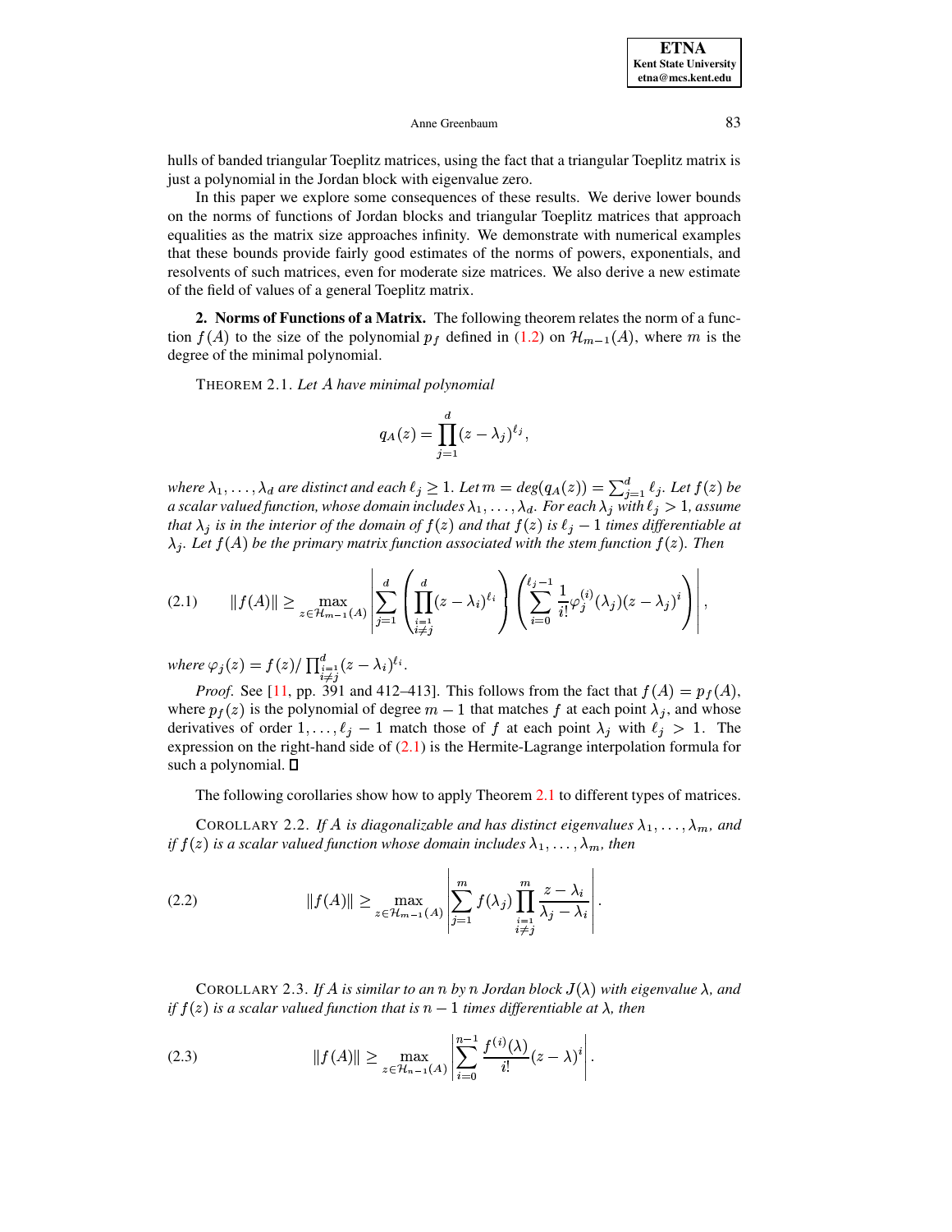hulls of banded triangular Toeplitz matrices, using the fact that a triangular Toeplitz matrix is just a polynomial in the Jordan block with eigenvalue zero.

In this paper we explore some consequences of these results. We derive lower bounds on the norms of functions of Jordan blocks and triangular Toeplitz matrices that approach equalities as the matrix size approaches infinity. We demonstrate with numerical examples that these bounds provide fairly good estimates of the norms of powers, exponentials, and resolvents of such matrices, even for moderate size matrices. We also derive a new estimate of the field of values of a general Toeplitz matrix.

## 2. Norms of Functions of a Matrix.

The following theorem relates the norm of a function $f(A)$ to the size of the polynomial $p_f$ defined in (1.2) on $\mathcal{H}_{m-1}(A)$, where $m$ is the degree of the minimal polynomial.

THEOREM 2.1. *Let $A$ have minimal polynomial*

$$q_A(z) = \prod_{j=1}^{d} (z - \lambda_j)^{\ell_j},$$

*where $\lambda_1, \ldots, \lambda_d$ are distinct and each $\ell_j \geq 1$. Let $m = deg(q_A(z)) = \sum_{j=1}^{d} \ell_j$. Let $f(z)$ be a scalar valued function, whose domain includes $\lambda_1, \ldots, \lambda_d$. For each $\lambda_j$ with $\ell_j > 1$, assume that $\lambda_j$ is in the interior of the domain of $f(z)$ and that $f(z)$ is $\ell_j - 1$ times differentiable at $\lambda_j$. Let $f(A)$ be the primary matrix function associated with the stem function $f(z)$. Then*

$$\|f(A)\| \geq \max_{z \in \mathcal{H}_{m-1}(A)} \left| \sum_{j=1}^{d} \left( \prod_{\substack{i=1 \\ i \neq j}}^{d} (z - \lambda_i)^{\ell_i} \right) \left( \sum_{i=0}^{\ell_j - 1} \frac{1}{i!} \varphi_j^{(i)}(\lambda_j)(z - \lambda_j)^i \right) \right|, \tag{2.1}$$

*where $\varphi_j(z) = f(z) / \prod_{\substack{i=1 \\ i \neq j}}^{d} (z - \lambda_i)^{\ell_i}$.*

*Proof.* See [11, pp. 391 and 412–413]. This follows from the fact that $f(A) = p_f(A)$, where $p_f(z)$ is the polynomial of degree $m - 1$ that matches $f$ at each point $\lambda_j$, and whose derivatives of order $1, \ldots, \ell_j - 1$ match those of $f$ at each point $\lambda_j$ with $\ell_j > 1$. The expression on the right-hand side of (2.1) is the Hermite-Lagrange interpolation formula for such a polynomial. □

The following corollaries show how to apply Theorem 2.1 to different types of matrices.

COROLLARY 2.2. *If $A$ is diagonalizable and has distinct eigenvalues $\lambda_1, \ldots, \lambda_m$, and if $f(z)$ is a scalar valued function whose domain includes $\lambda_1, \ldots, \lambda_m$, then*

$$\|f(A)\| \geq \max_{z \in \mathcal{H}_{m-1}(A)} \left| \sum_{j=1}^{m} f(\lambda_j) \prod_{\substack{i=1 \\ i \neq j}}^{m} \frac{z - \lambda_i}{\lambda_j - \lambda_i} \right|. \tag{2.2}$$

COROLLARY 2.3. *If $A$ is similar to an $n$ by $n$ Jordan block $J(\lambda)$ with eigenvalue $\lambda$, and if $f(z)$ is a scalar valued function that is $n - 1$ times differentiable at $\lambda$, then*

$$\|f(A)\| \geq \max_{z \in \mathcal{H}_{n-1}(A)} \left| \sum_{i=0}^{n-1} \frac{f^{(i)}(\lambda)}{i!} (z - \lambda)^i \right|. \tag{2.3}$$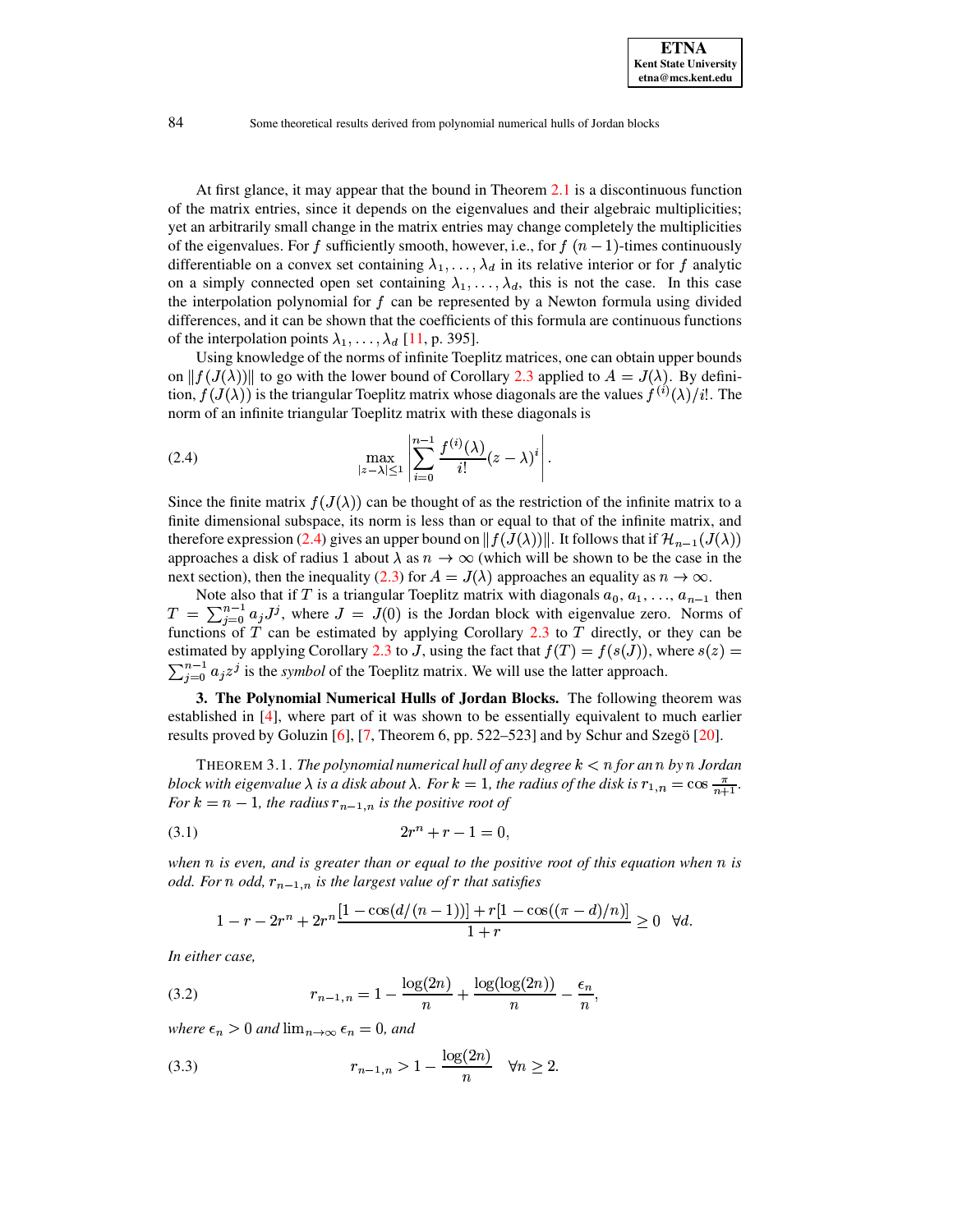At first glance, it may appear that the bound in Theorem 2.1 is a discontinuous function of the matrix entries, since it depends on the eigenvalues and their algebraic multiplicities; yet an arbitrarily small change in the matrix entries may change completely the multiplicities of the eigenvalues. For $f$ sufficiently smooth, however, i.e., for $f$ $(n-1)$-times continuously differentiable on a convex set containing $\lambda_1, \ldots, \lambda_d$ in its relative interior or for $f$ analytic on a simply connected open set containing $\lambda_1, \ldots, \lambda_d$, this is not the case. In this case the interpolation polynomial for $f$ can be represented by a Newton formula using divided differences, and it can be shown that the coefficients of this formula are continuous functions of the interpolation points $\lambda_1, \ldots, \lambda_d$ [11, p. 395].

Using knowledge of the norms of infinite Toeplitz matrices, one can obtain upper bounds on $\|f(J(\lambda))\|$ to go with the lower bound of Corollary 2.3 applied to $A = J(\lambda)$. By definition, $f(J(\lambda))$ is the triangular Toeplitz matrix whose diagonals are the values $f^{(i)}(\lambda)/i!$. The norm of an infinite triangular Toeplitz matrix with these diagonals is

$$\max_{|z-\lambda|\leq 1} \left| \sum_{i=0}^{n-1} \frac{f^{(i)}(\lambda)}{i!}(z-\lambda)^i \right|. \tag{2.4}$$

Since the finite matrix $f(J(\lambda))$ can be thought of as the restriction of the infinite matrix to a finite dimensional subspace, its norm is less than or equal to that of the infinite matrix, and therefore expression (2.4) gives an upper bound on $\|f(J(\lambda))\|$. It follows that if $\mathcal{H}_{n-1}(J(\lambda))$ approaches a disk of radius 1 about $\lambda$ as $n \to \infty$ (which will be shown to be the case in the next section), then the inequality (2.3) for $A = J(\lambda)$ approaches an equality as $n \to \infty$.

Note also that if $T$ is a triangular Toeplitz matrix with diagonals $a_0, a_1, \ldots, a_{n-1}$ then $T = \sum_{j=0}^{n-1} a_j J^j$, where $J = J(0)$ is the Jordan block with eigenvalue zero. Norms of functions of $T$ can be estimated by applying Corollary 2.3 to $T$ directly, or they can be estimated by applying Corollary 2.3 to $J$, using the fact that $f(T) = f(s(J))$, where $s(z) = \sum_{j=0}^{n-1} a_j z^j$ is the *symbol* of the Toeplitz matrix. We will use the latter approach.

## 3. The Polynomial Numerical Hulls of Jordan Blocks.

The following theorem was established in [4], where part of it was shown to be essentially equivalent to much earlier results proved by Goluzin [6], [7, Theorem 6, pp. 522–523] and by Schur and Szegö [20].

THEOREM 3.1. *The polynomial numerical hull of any degree $k < n$ for an $n$ by $n$ Jordan block with eigenvalue $\lambda$ is a disk about $\lambda$. For $k = 1$, the radius of the disk is $r_{1,n} = \cos\frac{\pi}{n+1}$. For $k = n-1$, the radius $r_{n-1,n}$ is the positive root of*

$$2r^n + r - 1 = 0, \tag{3.1}$$

*when $n$ is even, and is greater than or equal to the positive root of this equation when $n$ is odd. For $n$ odd, $r_{n-1,n}$ is the largest value of $r$ that satisfies*

$$1 - r - 2r^n + 2r^n \frac{[1-\cos(d/(n-1))] + r[1-\cos((\pi-d)/n)]}{1+r} \geq 0 \quad \forall d.$$

*In either case,*

$$r_{n-1,n} = 1 - \frac{\log(2n)}{n} + \frac{\log(\log(2n))}{n} - \frac{\epsilon_n}{n}, \tag{3.2}$$

*where $\epsilon_n > 0$ and $\lim_{n\to\infty} \epsilon_n = 0$, and*

$$r_{n-1,n} > 1 - \frac{\log(2n)}{n} \quad \forall n \geq 2. \tag{3.3}$$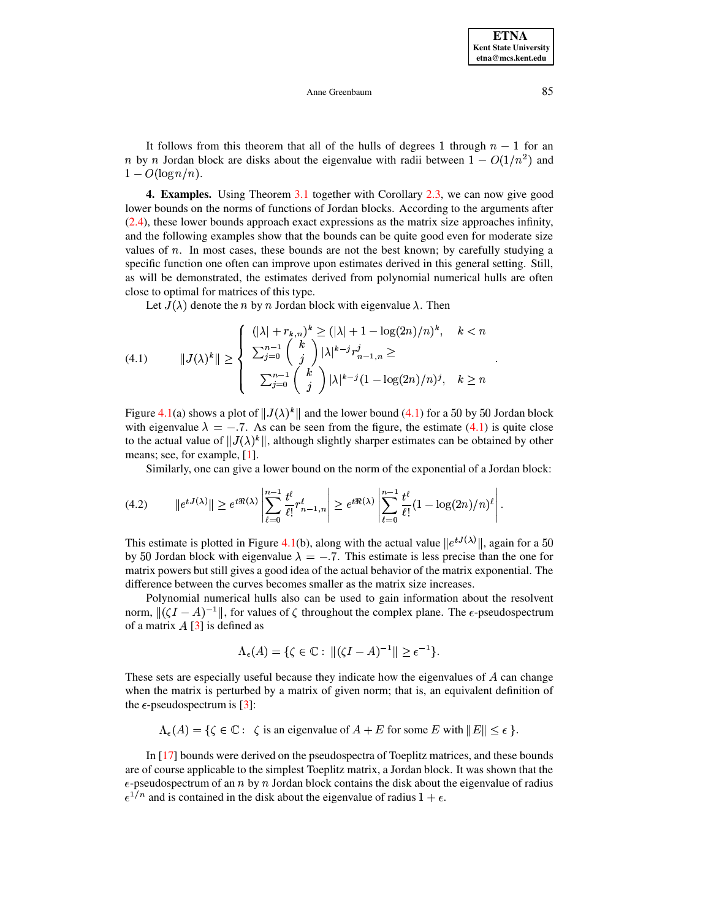It follows from this theorem that all of the hulls of degrees 1 through $n-1$ for an $n$ by $n$ Jordan block are disks about the eigenvalue with radii between $1 - O(1/n^2)$ and $1 - O(\log n/n)$.

**4. Examples.** Using Theorem 3.1 together with Corollary 2.3, we can now give good lower bounds on the norms of functions of Jordan blocks. According to the arguments after (2.4), these lower bounds approach exact expressions as the matrix size approaches infinity, and the following examples show that the bounds can be quite good even for moderate size values of $n$. In most cases, these bounds are not the best known; by carefully studying a specific function one often can improve upon estimates derived in this general setting. Still, as will be demonstrated, the estimates derived from polynomial numerical hulls are often close to optimal for matrices of this type.

Let $J(\lambda)$ denote the $n$ by $n$ Jordan block with eigenvalue $\lambda$. Then

$$
\|J(\lambda)^k\| \geq \begin{cases} (|\lambda| + r_{k,n})^k \geq (|\lambda| + 1 - \log(2n)/n)^k, & k < n \\ \sum_{j=0}^{n-1} \begin{pmatrix} k \\ j \end{pmatrix} |\lambda|^{k-j} r_{n-1,n}^j \geq & \\ \quad \sum_{j=0}^{n-1} \begin{pmatrix} k \\ j \end{pmatrix} |\lambda|^{k-j} (1 - \log(2n)/n)^j, & k \geq n \end{cases} . \tag{4.1}
$$

Figure 4.1(a) shows a plot of $\|J(\lambda)^k\|$ and the lower bound (4.1) for a 50 by 50 Jordan block with eigenvalue $\lambda = -.7$. As can be seen from the figure, the estimate (4.1) is quite close to the actual value of $\|J(\lambda)^k\|$, although slightly sharper estimates can be obtained by other means; see, for example, [1].

Similarly, one can give a lower bound on the norm of the exponential of a Jordan block:

$$
\|e^{tJ(\lambda)}\| \geq e^{t\Re(\lambda)} \left| \sum_{\ell=0}^{n-1} \frac{t^\ell}{\ell!} r_{n-1,n}^\ell \right| \geq e^{t\Re(\lambda)} \left| \sum_{\ell=0}^{n-1} \frac{t^\ell}{\ell!} (1 - \log(2n)/n)^\ell \right| . \tag{4.2}
$$

This estimate is plotted in Figure 4.1(b), along with the actual value $\|e^{tJ(\lambda)}\|$, again for a 50 by 50 Jordan block with eigenvalue $\lambda = -.7$. This estimate is less precise than the one for matrix powers but still gives a good idea of the actual behavior of the matrix exponential. The difference between the curves becomes smaller as the matrix size increases.

Polynomial numerical hulls also can be used to gain information about the resolvent norm, $\|(\zeta I - A)^{-1}\|$, for values of $\zeta$ throughout the complex plane. The $\epsilon$-pseudospectrum of a matrix $A$ [3] is defined as

$$
\Lambda_\epsilon(A) = \{\zeta \in \mathbb{C} : \ \|(\zeta I - A)^{-1}\| \geq \epsilon^{-1}\}.
$$

These sets are especially useful because they indicate how the eigenvalues of $A$ can change when the matrix is perturbed by a matrix of given norm; that is, an equivalent definition of the $\epsilon$-pseudospectrum is [3]:

$$
\Lambda_\epsilon(A) = \{\zeta \in \mathbb{C} : \ \zeta \text{ is an eigenvalue of } A + E \text{ for some } E \text{ with } \|E\| \leq \epsilon \}.
$$

In [17] bounds were derived on the pseudospectra of Toeplitz matrices, and these bounds are of course applicable to the simplest Toeplitz matrix, a Jordan block. It was shown that the $\epsilon$-pseudospectrum of an $n$ by $n$ Jordan block contains the disk about the eigenvalue of radius $\epsilon^{1/n}$ and is contained in the disk about the eigenvalue of radius $1 + \epsilon$.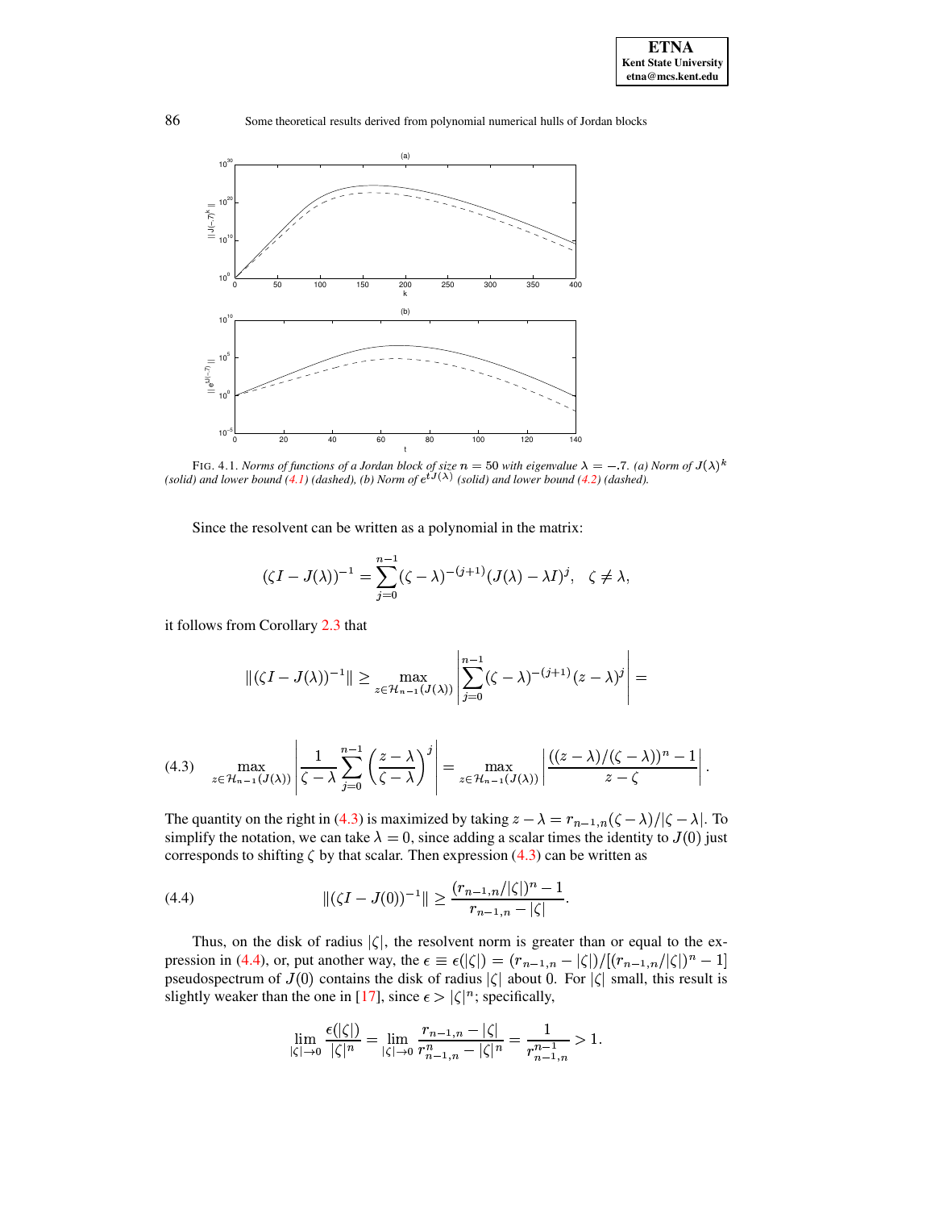FIG. 4.1. *Norms of functions of a Jordan block of size $n = 50$ with eigenvalue $\lambda = -.7$. (a) Norm of $J(\lambda)^k$ (solid) and lower bound (4.1) (dashed), (b) Norm of $e^{tJ(\lambda)}$ (solid) and lower bound (4.2) (dashed).*

Since the resolvent can be written as a polynomial in the matrix:

$$(\zeta I - J(\lambda))^{-1} = \sum_{j=0}^{n-1} (\zeta - \lambda)^{-(j+1)} (J(\lambda) - \lambda I)^j, \quad \zeta \neq \lambda,$$

it follows from Corollary 2.3 that

$$\|(\zeta I - J(\lambda))^{-1}\| \geq \max_{z \in \mathcal{H}_{n-1}(J(\lambda))} \left| \sum_{j=0}^{n-1} (\zeta - \lambda)^{-(j+1)} (z - \lambda)^j \right| =$$

$$\max_{z \in \mathcal{H}_{n-1}(J(\lambda))} \left| \frac{1}{\zeta - \lambda} \sum_{j=0}^{n-1} \left( \frac{z - \lambda}{\zeta - \lambda} \right)^j \right| = \max_{z \in \mathcal{H}_{n-1}(J(\lambda))} \left| \frac{((z - \lambda)/(\zeta - \lambda))^n - 1}{z - \zeta} \right|. \tag{4.3}$$

The quantity on the right in (4.3) is maximized by taking $z - \lambda = r_{n-1,n}(\zeta - \lambda)/|\zeta - \lambda|$. To simplify the notation, we can take $\lambda = 0$, since adding a scalar times the identity to $J(0)$ just corresponds to shifting $\zeta$ by that scalar. Then expression (4.3) can be written as

$$\|(\zeta I - J(0))^{-1}\| \geq \frac{(r_{n-1,n}/|\zeta|)^n - 1}{r_{n-1,n} - |\zeta|}. \tag{4.4}$$

Thus, on the disk of radius $|\zeta|$, the resolvent norm is greater than or equal to the expression in (4.4), or, put another way, the $\epsilon \equiv \epsilon(|\zeta|) = (r_{n-1,n} - |\zeta|)/[(r_{n-1,n}/|\zeta|)^n - 1]$ pseudospectrum of $J(0)$ contains the disk of radius $|\zeta|$ about 0. For $|\zeta|$ small, this result is slightly weaker than the one in [17], since $\epsilon > |\zeta|^n$; specifically,

$$\lim_{|\zeta| \to 0} \frac{\epsilon(|\zeta|)}{|\zeta|^n} = \lim_{|\zeta| \to 0} \frac{r_{n-1,n} - |\zeta|}{r_{n-1,n}^n - |\zeta|^n} = \frac{1}{r_{n-1,n}^{n-1}} > 1.$$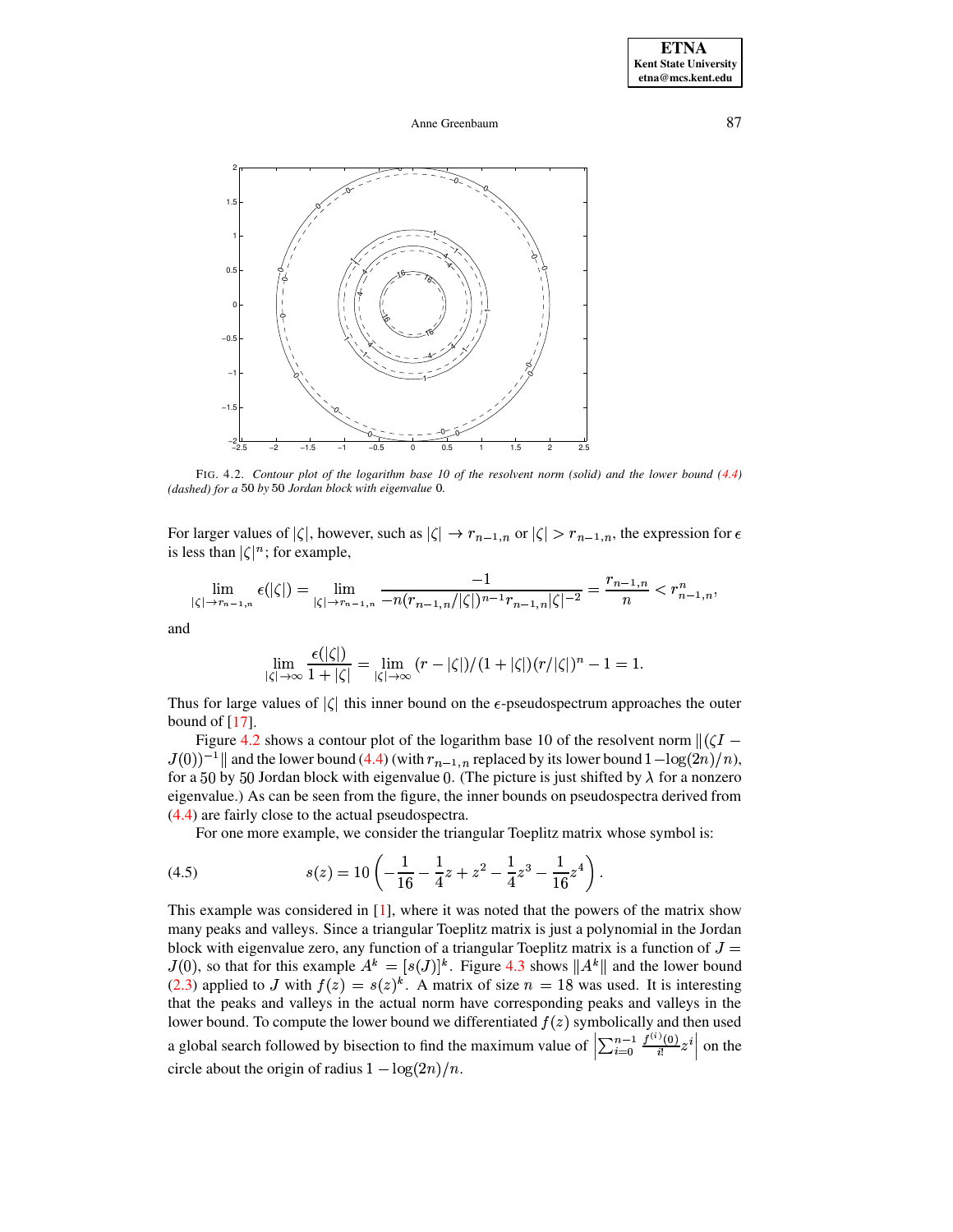FIG. 4.2. *Contour plot of the logarithm base 10 of the resolvent norm (solid) and the lower bound (4.4) (dashed) for a* 50 *by* 50 *Jordan block with eigenvalue* 0*.*

For larger values of $|\zeta|$, however, such as $|\zeta| \to r_{n-1,n}$ or $|\zeta| > r_{n-1,n}$, the expression for $\epsilon$ is less than $|\zeta|^n$; for example,

$$\lim_{|\zeta| \to r_{n-1,n}} \epsilon(|\zeta|) = \lim_{|\zeta| \to r_{n-1,n}} \frac{-1}{-n(r_{n-1,n}/|\zeta|)^{n-1} r_{n-1,n} |\zeta|^{-2}} = \frac{r_{n-1,n}}{n} < r_{n-1,n}^n,$$

and

$$\lim_{|\zeta| \to \infty} \frac{\epsilon(|\zeta|)}{1 + |\zeta|} = \lim_{|\zeta| \to \infty} (r - |\zeta|)/(1 + |\zeta|)(r/|\zeta|)^n - 1 = 1.$$

Thus for large values of $|\zeta|$ this inner bound on the $\epsilon$-pseudospectrum approaches the outer bound of [17].

Figure 4.2 shows a contour plot of the logarithm base 10 of the resolvent norm $\|(\zeta I - J(0))^{-1}\|$ and the lower bound (4.4) (with $r_{n-1,n}$ replaced by its lower bound $1 - \log(2n)/n$), for a 50 by 50 Jordan block with eigenvalue 0. (The picture is just shifted by $\lambda$ for a nonzero eigenvalue.) As can be seen from the figure, the inner bounds on pseudospectra derived from (4.4) are fairly close to the actual pseudospectra.

For one more example, we consider the triangular Toeplitz matrix whose symbol is:

$$s(z) = 10 \left( -\frac{1}{16} - \frac{1}{4} z + z^2 - \frac{1}{4} z^3 - \frac{1}{16} z^4 \right). \tag{4.5}$$

This example was considered in [1], where it was noted that the powers of the matrix show many peaks and valleys. Since a triangular Toeplitz matrix is just a polynomial in the Jordan block with eigenvalue zero, any function of a triangular Toeplitz matrix is a function of $J = J(0)$, so that for this example $A^k = [s(J)]^k$. Figure 4.3 shows $\|A^k\|$ and the lower bound (2.3) applied to $J$ with $f(z) = s(z)^k$. A matrix of size $n = 18$ was used. It is interesting that the peaks and valleys in the actual norm have corresponding peaks and valleys in the lower bound. To compute the lower bound we differentiated $f(z)$ symbolically and then used a global search followed by bisection to find the maximum value of $\left| \sum_{i=0}^{n-1} \frac{f^{(i)}(0)}{i!} z^i \right|$ on the circle about the origin of radius $1 - \log(2n)/n$.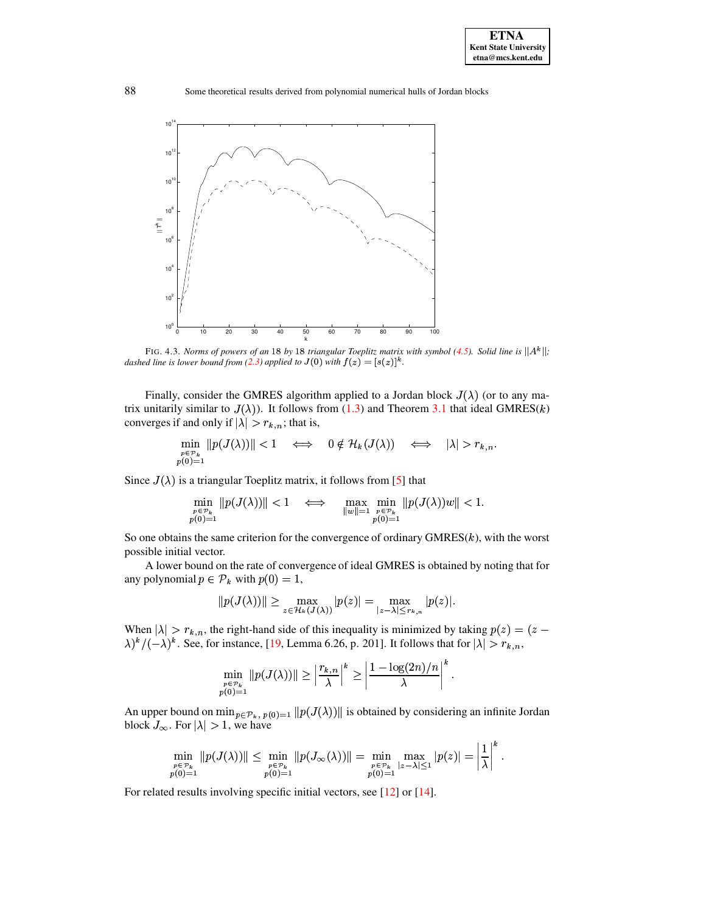FIG. 4.3. *Norms of powers of an* 18 *by* 18 *triangular Toeplitz matrix with symbol (4.5). Solid line is* $\|A^k\|$*; dashed line is lower bound from (2.3) applied to* $J(0)$ *with* $f(z) = [s(z)]^k$.

Finally, consider the GMRES algorithm applied to a Jordan block $J(\lambda)$ (or to any matrix unitarily similar to $J(\lambda)$). It follows from (1.3) and Theorem 3.1 that ideal GMRES($k$) converges if and only if $|\lambda| > r_{k,n}$; that is,

$$\min_{\substack{p \in \mathcal{P}_k \\ p(0)=1}} \|p(J(\lambda))\| < 1 \quad \Longleftrightarrow \quad 0 \notin \mathcal{H}_k(J(\lambda)) \quad \Longleftrightarrow \quad |\lambda| > r_{k,n}.$$

Since $J(\lambda)$ is a triangular Toeplitz matrix, it follows from [5] that

$$\min_{\substack{p \in \mathcal{P}_k \\ p(0)=1}} \|p(J(\lambda))\| < 1 \quad \Longleftrightarrow \quad \max_{\|w\|=1} \min_{\substack{p \in \mathcal{P}_k \\ p(0)=1}} \|p(J(\lambda))w\| < 1.$$

So one obtains the same criterion for the convergence of ordinary GMRES($k$), with the worst possible initial vector.

A lower bound on the rate of convergence of ideal GMRES is obtained by noting that for any polynomial $p \in \mathcal{P}_k$ with $p(0) = 1$,

$$\|p(J(\lambda))\| \geq \max_{z \in \mathcal{H}_k(J(\lambda))} |p(z)| = \max_{|z-\lambda| \leq r_{k,n}} |p(z)|.$$

When $|\lambda| > r_{k,n}$, the right-hand side of this inequality is minimized by taking $p(z) = (z - \lambda)^k/(-\lambda)^k$. See, for instance, [19, Lemma 6.26, p. 201]. It follows that for $|\lambda| > r_{k,n}$,

$$\min_{\substack{p \in \mathcal{P}_k \\ p(0)=1}} \|p(J(\lambda))\| \geq \left| \frac{r_{k,n}}{\lambda} \right|^k \geq \left| \frac{1 - \log(2n)/n}{\lambda} \right|^k.$$

An upper bound on $\min_{p \in \mathcal{P}_k,\, p(0)=1} \|p(J(\lambda))\|$ is obtained by considering an infinite Jordan block $J_\infty$. For $|\lambda| > 1$, we have

$$\min_{\substack{p \in \mathcal{P}_k \\ p(0)=1}} \|p(J(\lambda))\| \leq \min_{\substack{p \in \mathcal{P}_k \\ p(0)=1}} \|p(J_\infty(\lambda))\| = \min_{\substack{p \in \mathcal{P}_k \\ p(0)=1}} \max_{|z-\lambda| \leq 1} |p(z)| = \left| \frac{1}{\lambda} \right|^k.$$

For related results involving specific initial vectors, see [12] or [14].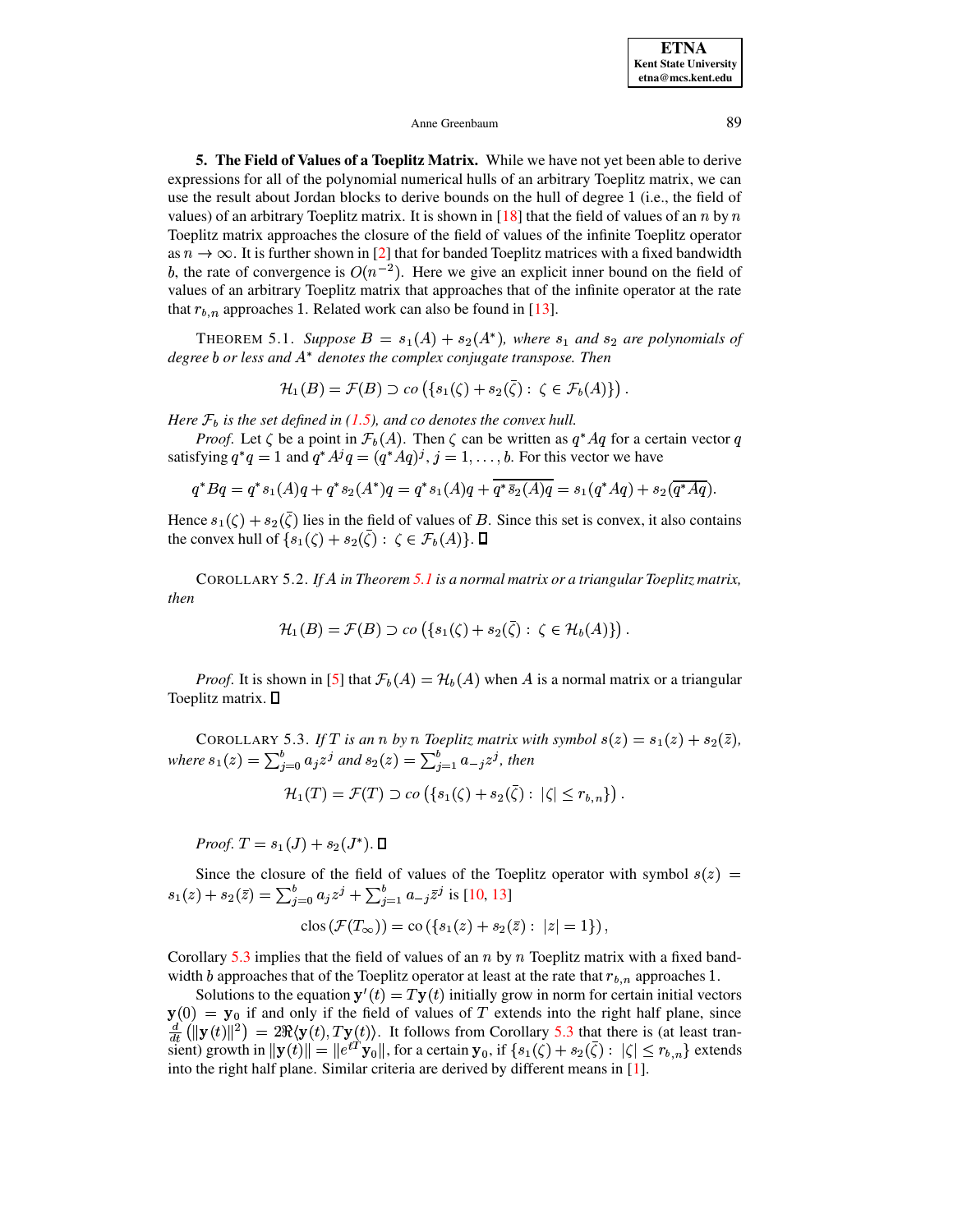## 5. The Field of Values of a Toeplitz Matrix.

While we have not yet been able to derive expressions for all of the polynomial numerical hulls of an arbitrary Toeplitz matrix, we can use the result about Jordan blocks to derive bounds on the hull of degree 1 (i.e., the field of values) of an arbitrary Toeplitz matrix. It is shown in [18] that the field of values of an $n$ by $n$ Toeplitz matrix approaches the closure of the field of values of the infinite Toeplitz operator as $n \to \infty$. It is further shown in [2] that for banded Toeplitz matrices with a fixed bandwidth $b$, the rate of convergence is $O(n^{-2})$. Here we give an explicit inner bound on the field of values of an arbitrary Toeplitz matrix that approaches that of the infinite operator at the rate that $r_{b,n}$ approaches 1. Related work can also be found in [13].

THEOREM 5.1. *Suppose $B = s_1(A) + s_2(A^*)$, where $s_1$ and $s_2$ are polynomials of degree $b$ or less and $A^*$ denotes the complex conjugate transpose. Then*

$$\mathcal{H}_1(B) = \mathcal{F}(B) \supset co\left(\{s_1(\zeta) + s_2(\bar{\zeta}) : \zeta \in \mathcal{F}_b(A)\}\right).$$

*Here $\mathcal{F}_b$ is the set defined in (1.5), and co denotes the convex hull.*

*Proof.* Let $\zeta$ be a point in $\mathcal{F}_b(A)$. Then $\zeta$ can be written as $q^*Aq$ for a certain vector $q$ satisfying $q^*q = 1$ and $q^*A^jq = (q^*Aq)^j$, $j = 1, \ldots, b$. For this vector we have

$$q^*Bq = q^*s_1(A)q + q^*s_2(A^*)q = q^*s_1(A)q + \overline{q^*\bar{s}_2(A)q} = s_1(q^*Aq) + s_2(\overline{q^*Aq}).$$

Hence $s_1(\zeta) + s_2(\bar{\zeta})$ lies in the field of values of $B$. Since this set is convex, it also contains the convex hull of $\{s_1(\zeta) + s_2(\bar{\zeta}) : \zeta \in \mathcal{F}_b(A)\}$. ∎

COROLLARY 5.2. *If $A$ in Theorem 5.1 is a normal matrix or a triangular Toeplitz matrix, then*

$$\mathcal{H}_1(B) = \mathcal{F}(B) \supset co\left(\{s_1(\zeta) + s_2(\bar{\zeta}) : \zeta \in \mathcal{H}_b(A)\}\right).$$

*Proof.* It is shown in [5] that $\mathcal{F}_b(A) = \mathcal{H}_b(A)$ when $A$ is a normal matrix or a triangular Toeplitz matrix. ∎

COROLLARY 5.3. *If $T$ is an $n$ by $n$ Toeplitz matrix with symbol $s(z) = s_1(z) + s_2(\bar{z})$, where $s_1(z) = \sum_{j=0}^{b} a_j z^j$ and $s_2(z) = \sum_{j=1}^{b} a_{-j} z^j$, then*

$$\mathcal{H}_1(T) = \mathcal{F}(T) \supset co\left(\{s_1(\zeta) + s_2(\bar{\zeta}) : |\zeta| \leq r_{b,n}\}\right).$$

*Proof.* $T = s_1(J) + s_2(J^*)$. ∎

Since the closure of the field of values of the Toeplitz operator with symbol $s(z) = s_1(z) + s_2(\bar{z}) = \sum_{j=0}^{b} a_j z^j + \sum_{j=1}^{b} a_{-j} \bar{z}^j$ is [10, 13]

$$\text{clos}\left(\mathcal{F}(T_\infty)\right) = \text{co}\left(\{s_1(z) + s_2(\bar{z}) : |z| = 1\}\right),$$

Corollary 5.3 implies that the field of values of an $n$ by $n$ Toeplitz matrix with a fixed bandwidth $b$ approaches that of the Toeplitz operator at least at the rate that $r_{b,n}$ approaches 1.

Solutions to the equation $\mathbf{y}'(t) = T\mathbf{y}(t)$ initially grow in norm for certain initial vectors $\mathbf{y}(0) = \mathbf{y}_0$ if and only if the field of values of $T$ extends into the right half plane, since $\frac{d}{dt}\left(\|\mathbf{y}(t)\|^2\right) = 2\Re\langle \mathbf{y}(t), T\mathbf{y}(t)\rangle$. It follows from Corollary 5.3 that there is (at least transient) growth in $\|\mathbf{y}(t)\| = \|e^{tT}\mathbf{y}_0\|$, for a certain $\mathbf{y}_0$, if $\{s_1(\zeta) + s_2(\bar{\zeta}) : |\zeta| \leq r_{b,n}\}$ extends into the right half plane. Similar criteria are derived by different means in [1].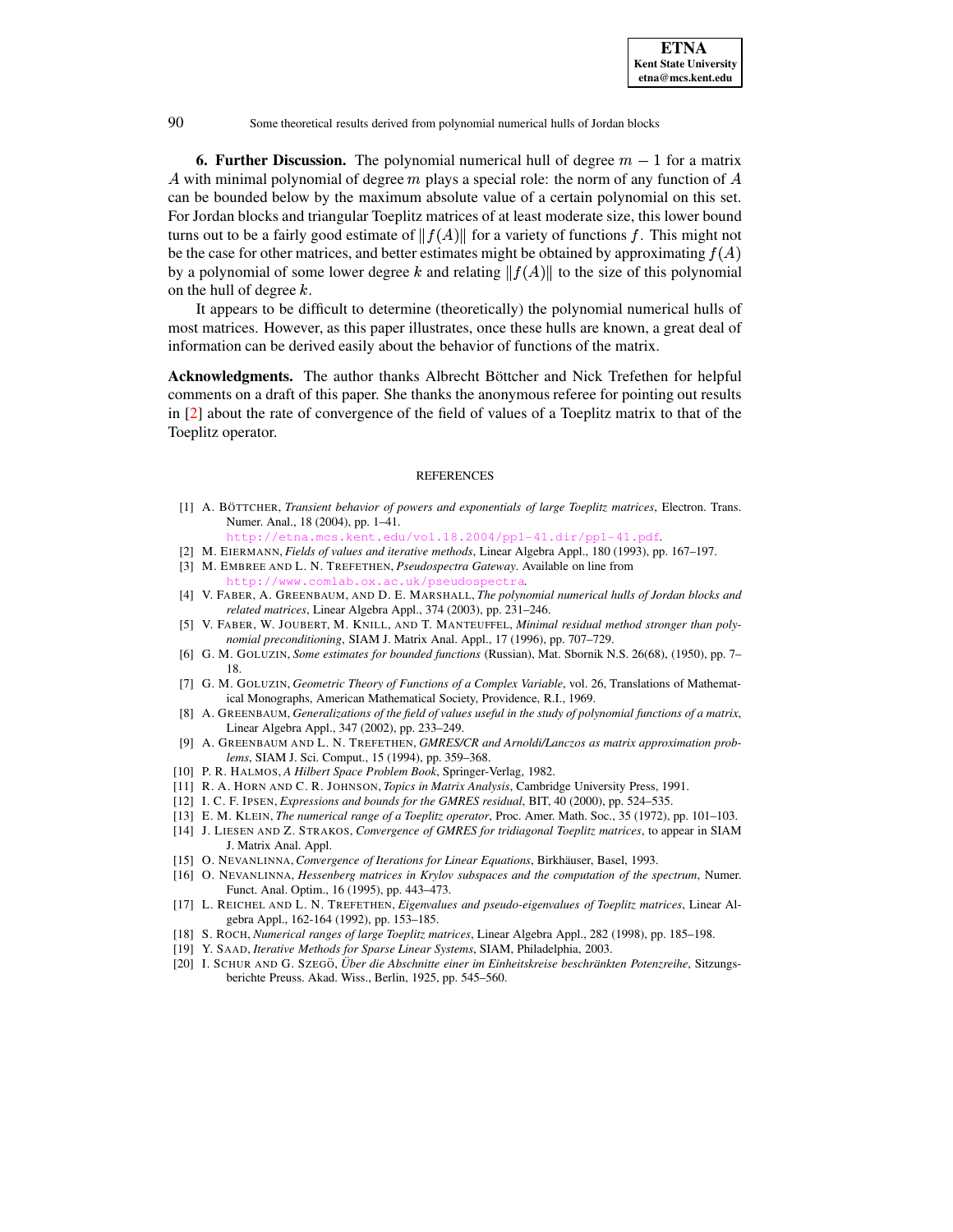**6. Further Discussion.** The polynomial numerical hull of degree $m - 1$ for a matrix $A$ with minimal polynomial of degree $m$ plays a special role: the norm of any function of $A$ can be bounded below by the maximum absolute value of a certain polynomial on this set. For Jordan blocks and triangular Toeplitz matrices of at least moderate size, this lower bound turns out to be a fairly good estimate of $\|f(A)\|$ for a variety of functions $f$. This might not be the case for other matrices, and better estimates might be obtained by approximating $f(A)$ by a polynomial of some lower degree $k$ and relating $\|f(A)\|$ to the size of this polynomial on the hull of degree $k$.

It appears to be difficult to determine (theoretically) the polynomial numerical hulls of most matrices. However, as this paper illustrates, once these hulls are known, a great deal of information can be derived easily about the behavior of functions of the matrix.

**Acknowledgments.** The author thanks Albrecht Böttcher and Nick Trefethen for helpful comments on a draft of this paper. She thanks the anonymous referee for pointing out results in [2] about the rate of convergence of the field of values of a Toeplitz matrix to that of the Toeplitz operator.

## REFERENCES

[1] A. Böttcher, *Transient behavior of powers and exponentials of large Toeplitz matrices*, Electron. Trans. Numer. Anal., 18 (2004), pp. 1–41. http://etna.mcs.kent.edu/vol.18.2004/pp1-41.dir/pp1-41.pdf.

[2] M. Eiermann, *Fields of values and iterative methods*, Linear Algebra Appl., 180 (1993), pp. 167–197.

[3] M. Embree and L. N. Trefethen, *Pseudospectra Gateway*. Available on line from http://www.comlab.ox.ac.uk/pseudospectra.

[4] V. Faber, A. Greenbaum, and D. E. Marshall, *The polynomial numerical hulls of Jordan blocks and related matrices*, Linear Algebra Appl., 374 (2003), pp. 231–246.

[5] V. Faber, W. Joubert, M. Knill, and T. Manteuffel, *Minimal residual method stronger than polynomial preconditioning*, SIAM J. Matrix Anal. Appl., 17 (1996), pp. 707–729.

[6] G. M. Goluzin, *Some estimates for bounded functions* (Russian), Mat. Sbornik N.S. 26(68), (1950), pp. 7–18.

[7] G. M. Goluzin, *Geometric Theory of Functions of a Complex Variable*, vol. 26, Translations of Mathematical Monographs, American Mathematical Society, Providence, R.I., 1969.

[8] A. Greenbaum, *Generalizations of the field of values useful in the study of polynomial functions of a matrix*, Linear Algebra Appl., 347 (2002), pp. 233–249.

[9] A. Greenbaum and L. N. Trefethen, *GMRES/CR and Arnoldi/Lanczos as matrix approximation problems*, SIAM J. Sci. Comput., 15 (1994), pp. 359–368.

[10] P. R. Halmos, *A Hilbert Space Problem Book*, Springer-Verlag, 1982.

[11] R. A. Horn and C. R. Johnson, *Topics in Matrix Analysis*, Cambridge University Press, 1991.

[12] I. C. F. Ipsen, *Expressions and bounds for the GMRES residual*, BIT, 40 (2000), pp. 524–535.

[13] E. M. Klein, *The numerical range of a Toeplitz operator*, Proc. Amer. Math. Soc., 35 (1972), pp. 101–103.

[14] J. Liesen and Z. Strakos, *Convergence of GMRES for tridiagonal Toeplitz matrices*, to appear in SIAM J. Matrix Anal. Appl.

[15] O. Nevanlinna, *Convergence of Iterations for Linear Equations*, Birkhäuser, Basel, 1993.

[16] O. Nevanlinna, *Hessenberg matrices in Krylov subspaces and the computation of the spectrum*, Numer. Funct. Anal. Optim., 16 (1995), pp. 443–473.

[17] L. Reichel and L. N. Trefethen, *Eigenvalues and pseudo-eigenvalues of Toeplitz matrices*, Linear Algebra Appl., 162-164 (1992), pp. 153–185.

[18] S. Roch, *Numerical ranges of large Toeplitz matrices*, Linear Algebra Appl., 282 (1998), pp. 185–198.

[19] Y. Saad, *Iterative Methods for Sparse Linear Systems*, SIAM, Philadelphia, 2003.

[20] I. Schur and G. Szegö, *Über die Abschnitte einer im Einheitskreise beschränkten Potenzreihe*, Sitzungsberichte Preuss. Akad. Wiss., Berlin, 1925, pp. 545–560.